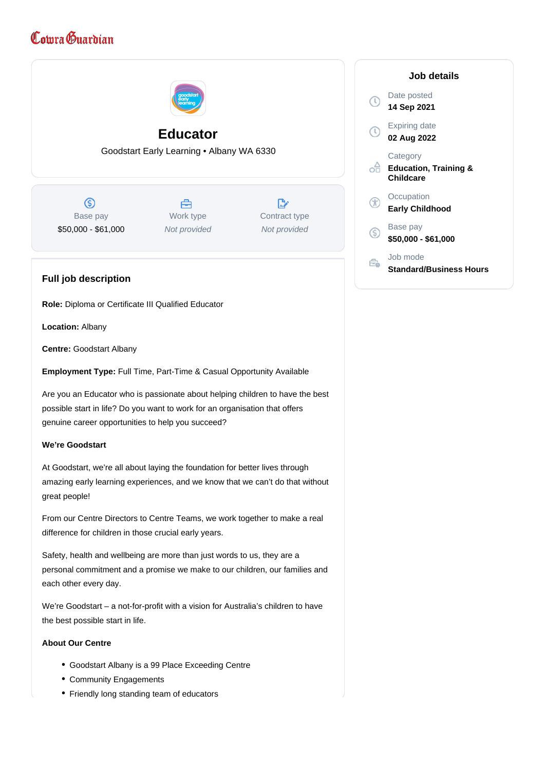Cowra Guardian

# Educator

Goodstart Early Learning • Albany WA 6330

| Base pay | Work type | Contract type |
| --- | --- | --- |
| $50,000 - $61,000 | *Not provided* | *Not provided* |

## Job details

Date posted
**14 Sep 2021**

Expiring date
**02 Aug 2022**

Category
**Education, Training & Childcare**

Occupation
**Early Childhood**

Base pay
**$50,000 - $61,000**

Job mode
**Standard/Business Hours**

## Full job description

**Role:** Diploma or Certificate III Qualified Educator

**Location:** Albany

**Centre:** Goodstart Albany

**Employment Type:** Full Time, Part-Time & Casual Opportunity Available

Are you an Educator who is passionate about helping children to have the best possible start in life? Do you want to work for an organisation that offers genuine career opportunities to help you succeed?

**We're Goodstart**

At Goodstart, we're all about laying the foundation for better lives through amazing early learning experiences, and we know that we can't do that without great people!

From our Centre Directors to Centre Teams, we work together to make a real difference for children in those crucial early years.

Safety, health and wellbeing are more than just words to us, they are a personal commitment and a promise we make to our children, our families and each other every day.

We're Goodstart – a not-for-profit with a vision for Australia's children to have the best possible start in life.

**About Our Centre**

- Goodstart Albany is a 99 Place Exceeding Centre
- Community Engagements
- Friendly long standing team of educators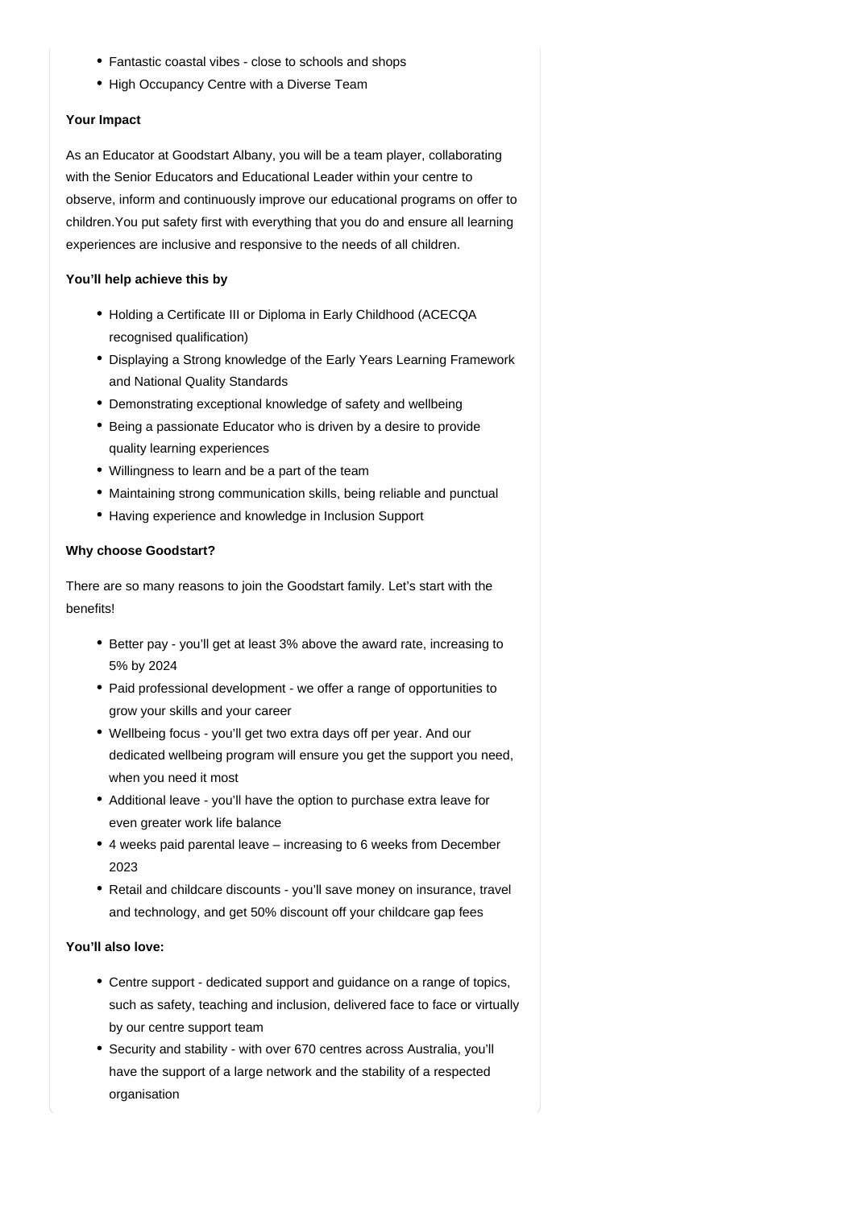- Fantastic coastal vibes - close to schools and shops
- High Occupancy Centre with a Diverse Team

**Your Impact**

As an Educator at Goodstart Albany, you will be a team player, collaborating with the Senior Educators and Educational Leader within your centre to observe, inform and continuously improve our educational programs on offer to children.You put safety first with everything that you do and ensure all learning experiences are inclusive and responsive to the needs of all children.

**You'll help achieve this by**

- Holding a Certificate III or Diploma in Early Childhood (ACECQA recognised qualification)
- Displaying a Strong knowledge of the Early Years Learning Framework and National Quality Standards
- Demonstrating exceptional knowledge of safety and wellbeing
- Being a passionate Educator who is driven by a desire to provide quality learning experiences
- Willingness to learn and be a part of the team
- Maintaining strong communication skills, being reliable and punctual
- Having experience and knowledge in Inclusion Support

**Why choose Goodstart?**

There are so many reasons to join the Goodstart family. Let's start with the benefits!

- Better pay - you'll get at least 3% above the award rate, increasing to 5% by 2024
- Paid professional development - we offer a range of opportunities to grow your skills and your career
- Wellbeing focus - you'll get two extra days off per year. And our dedicated wellbeing program will ensure you get the support you need, when you need it most
- Additional leave - you'll have the option to purchase extra leave for even greater work life balance
- 4 weeks paid parental leave – increasing to 6 weeks from December 2023
- Retail and childcare discounts - you'll save money on insurance, travel and technology, and get 50% discount off your childcare gap fees

**You'll also love:**

- Centre support - dedicated support and guidance on a range of topics, such as safety, teaching and inclusion, delivered face to face or virtually by our centre support team
- Security and stability - with over 670 centres across Australia, you'll have the support of a large network and the stability of a respected organisation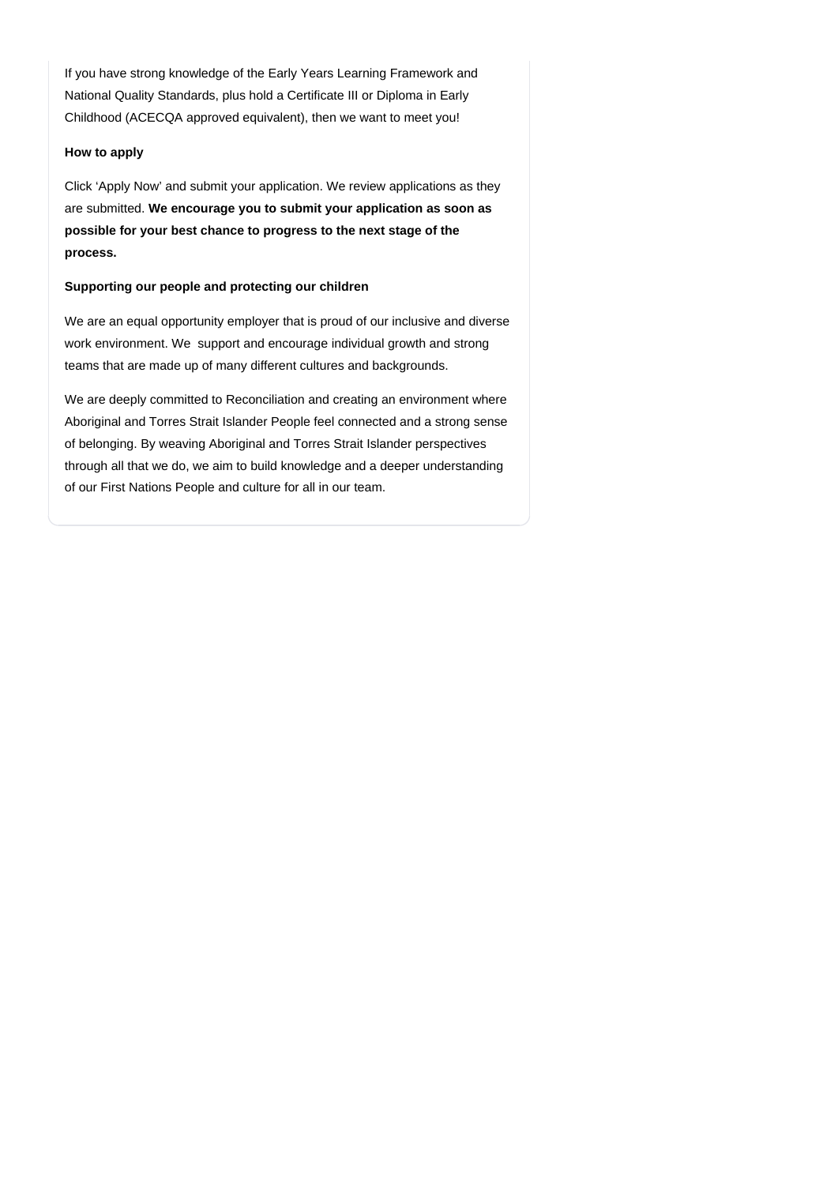If you have strong knowledge of the Early Years Learning Framework and National Quality Standards, plus hold a Certificate III or Diploma in Early Childhood (ACECQA approved equivalent), then we want to meet you!

**How to apply**

Click 'Apply Now' and submit your application. We review applications as they are submitted. **We encourage you to submit your application as soon as possible for your best chance to progress to the next stage of the process.**

**Supporting our people and protecting our children**

We are an equal opportunity employer that is proud of our inclusive and diverse work environment. We support and encourage individual growth and strong teams that are made up of many different cultures and backgrounds.

We are deeply committed to Reconciliation and creating an environment where Aboriginal and Torres Strait Islander People feel connected and a strong sense of belonging. By weaving Aboriginal and Torres Strait Islander perspectives through all that we do, we aim to build knowledge and a deeper understanding of our First Nations People and culture for all in our team.